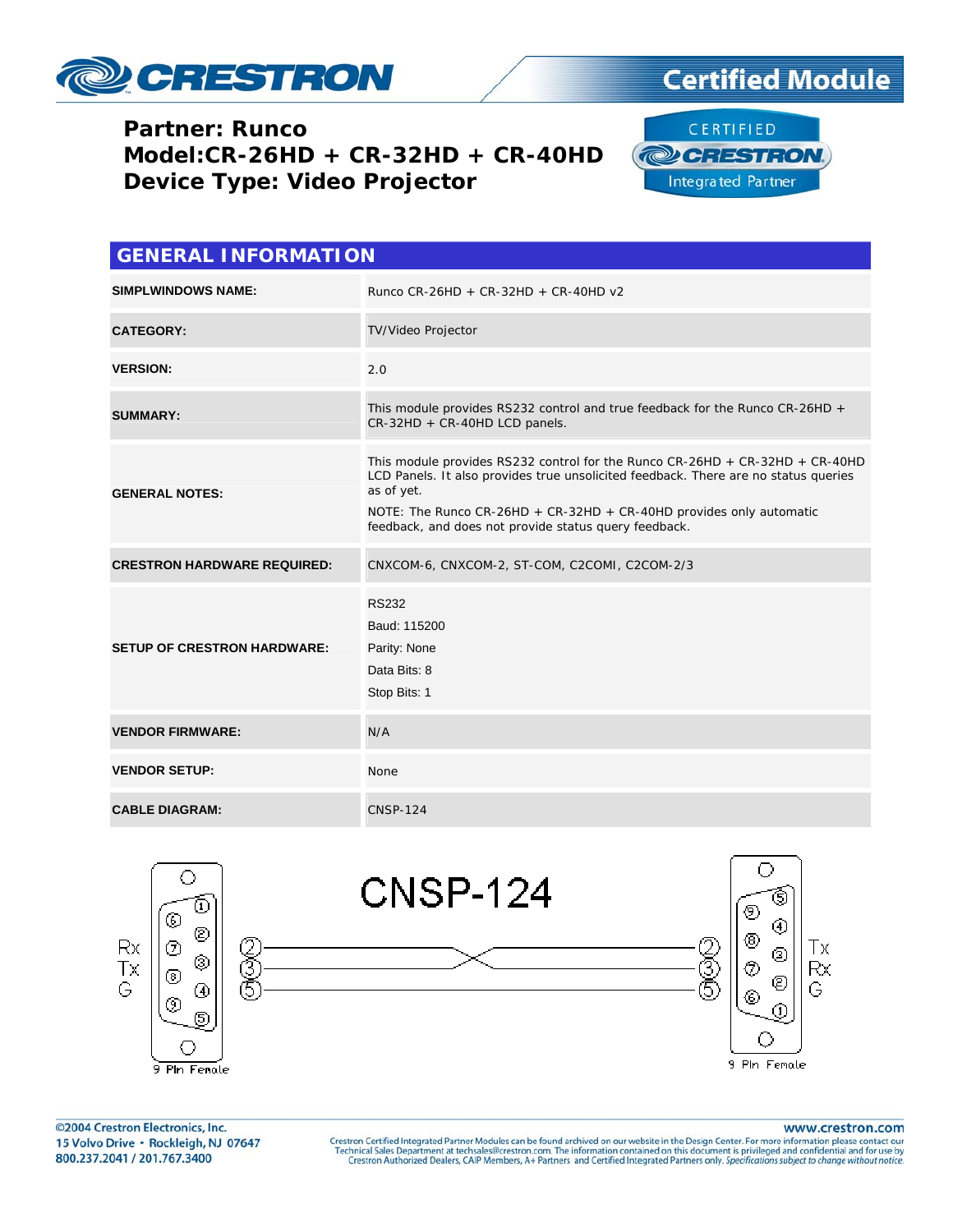# Certified Module

**Partner: Runco**
**Model:CR-26HD + CR-32HD + CR-40HD**
**Device Type: Video Projector**

CERTIFIED CRESTRON Integrated Partner

## GENERAL INFORMATION

| | |
|---|---|
| **SIMPLWINDOWS NAME:** | Runco CR-26HD + CR-32HD + CR-40HD v2 |
| **CATEGORY:** | TV/Video Projector |
| **VERSION:** | 2.0 |
| **SUMMARY:** | This module provides RS232 control and true feedback for the Runco CR-26HD + CR-32HD + CR-40HD LCD panels. |
| **GENERAL NOTES:** | This module provides RS232 control for the Runco CR-26HD + CR-32HD + CR-40HD LCD Panels. It also provides true unsolicited feedback. There are no status queries as of yet.<br><br>NOTE: The Runco CR-26HD + CR-32HD + CR-40HD provides only automatic feedback, and does not provide status query feedback. |
| **CRESTRON HARDWARE REQUIRED:** | CNXCOM-6, CNXCOM-2, ST-COM, C2COMI, C2COM-2/3 |
| **SETUP OF CRESTRON HARDWARE:** | RS232<br>Baud: 115200<br>Parity: None<br>Data Bits: 8<br>Stop Bits: 1 |
| **VENDOR FIRMWARE:** | N/A |
| **VENDOR SETUP:** | None |
| **CABLE DIAGRAM:** | CNSP-124 |

**CNSP-124**

| 9 Pin Female | | 9 Pin Female |
|---|---|---|
| Rx (2) | ↔ | (3) Rx |
| Tx (3) | ↔ | (2) Tx |
| G (5) | — | (5) G |

©2004 Crestron Electronics, Inc.
15 Volvo Drive · Rockleigh, NJ 07647
800.237.2041 / 201.767.3400

www.crestron.com

Crestron Certified Integrated Partner Modules can be found archived on our website in the Design Center. For more information please contact our Technical Sales Department at techsales@crestron.com. The information contained on this document is privileged and confidential and for use by Crestron Authorized Dealers, CAIP Members, A+ Partners and Certified Integrated Partners only. *Specifications subject to change without notice.*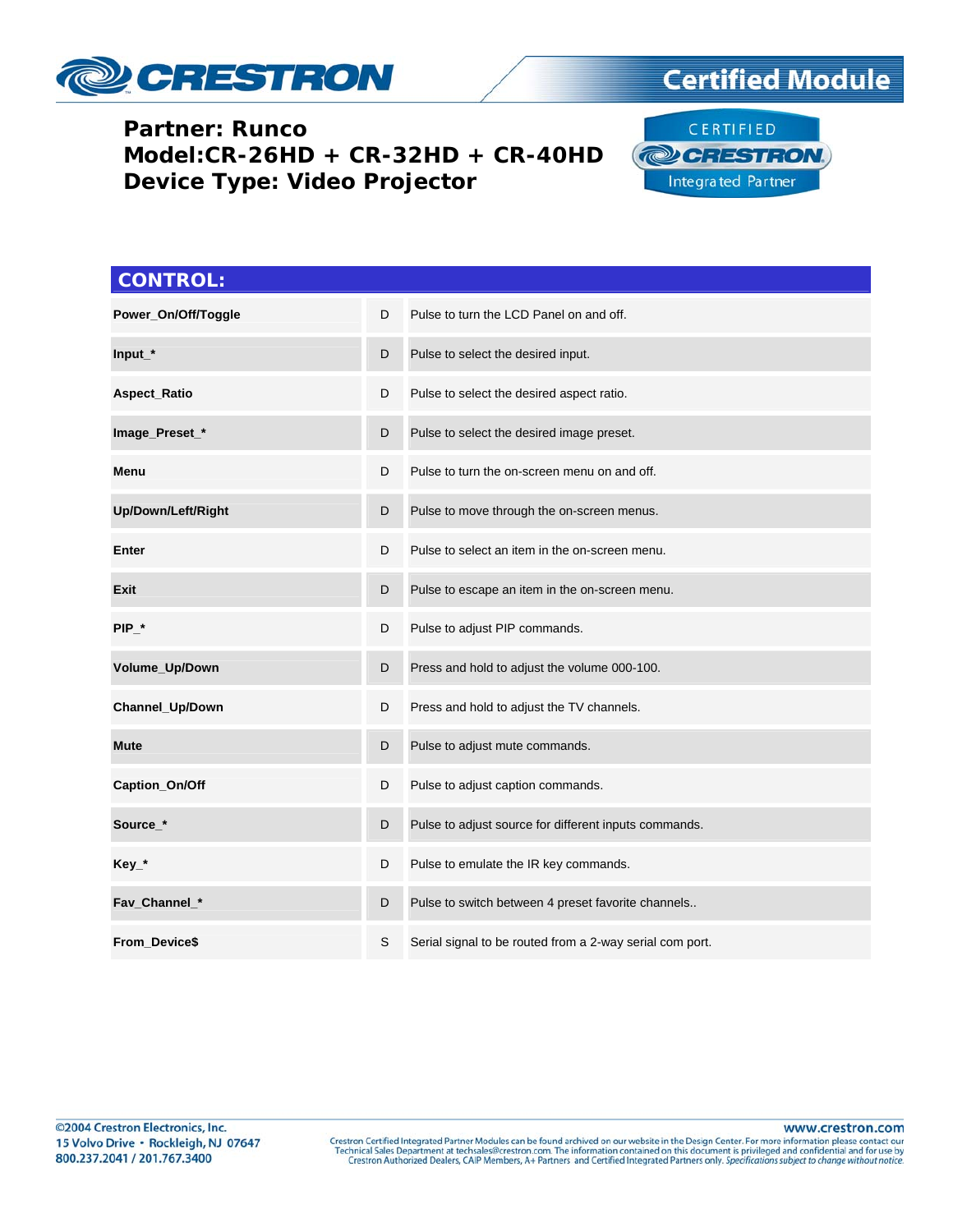**Partner: Runco**
**Model:CR-26HD + CR-32HD + CR-40HD**
**Device Type: Video Projector**

## CONTROL:

| | | |
|---|---|---|
| **Power_On/Off/Toggle** | D | Pulse to turn the LCD Panel on and off. |
| **Input_*** | D | Pulse to select the desired input. |
| **Aspect_Ratio** | D | Pulse to select the desired aspect ratio. |
| **Image_Preset_*** | D | Pulse to select the desired image preset. |
| **Menu** | D | Pulse to turn the on-screen menu on and off. |
| **Up/Down/Left/Right** | D | Pulse to move through the on-screen menus. |
| **Enter** | D | Pulse to select an item in the on-screen menu. |
| **Exit** | D | Pulse to escape an item in the on-screen menu. |
| **PIP_*** | D | Pulse to adjust PIP commands. |
| **Volume_Up/Down** | D | Press and hold to adjust the volume 000-100. |
| **Channel_Up/Down** | D | Press and hold to adjust the TV channels. |
| **Mute** | D | Pulse to adjust mute commands. |
| **Caption_On/Off** | D | Pulse to adjust caption commands. |
| **Source_*** | D | Pulse to adjust source for different inputs commands. |
| **Key_*** | D | Pulse to emulate the IR key commands. |
| **Fav_Channel_*** | D | Pulse to switch between 4 preset favorite channels.. |
| **From_Device$** | S | Serial signal to be routed from a 2-way serial com port. |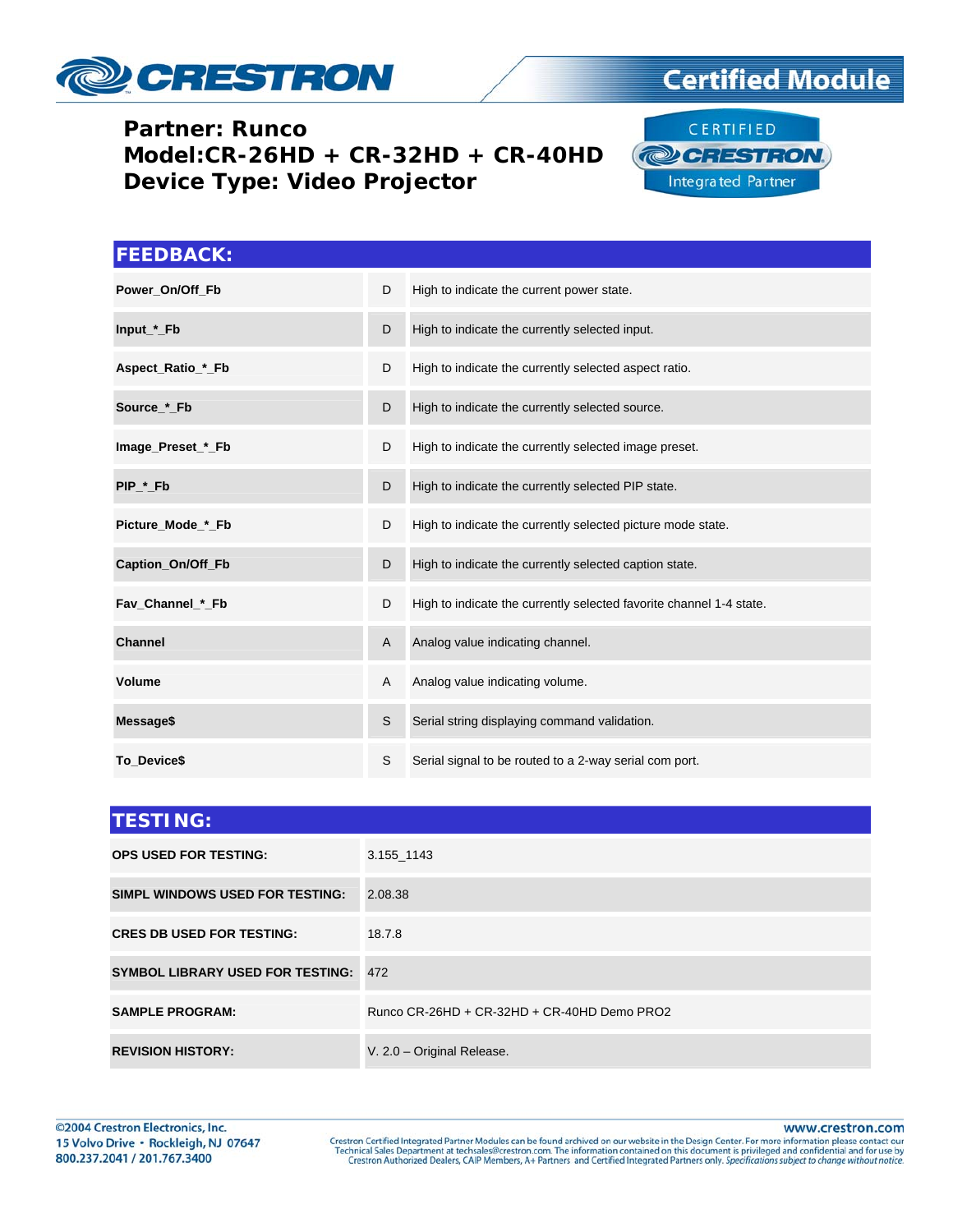Partner: Runco
Model:CR-26HD + CR-32HD + CR-40HD
Device Type: Video Projector

## FEEDBACK:

| | | |
|---|---|---|
| **Power_On/Off_Fb** | D | High to indicate the current power state. |
| **Input_*_Fb** | D | High to indicate the currently selected input. |
| **Aspect_Ratio_*_Fb** | D | High to indicate the currently selected aspect ratio. |
| **Source_*_Fb** | D | High to indicate the currently selected source. |
| **Image_Preset_*_Fb** | D | High to indicate the currently selected image preset. |
| **PIP_*_Fb** | D | High to indicate the currently selected PIP state. |
| **Picture_Mode_*_Fb** | D | High to indicate the currently selected picture mode state. |
| **Caption_On/Off_Fb** | D | High to indicate the currently selected caption state. |
| **Fav_Channel_*_Fb** | D | High to indicate the currently selected favorite channel 1-4 state. |
| **Channel** | A | Analog value indicating channel. |
| **Volume** | A | Analog value indicating volume. |
| **Message$** | S | Serial string displaying command validation. |
| **To_Device$** | S | Serial signal to be routed to a 2-way serial com port. |

## TESTING:

| | |
|---|---|
| **OPS USED FOR TESTING:** | 3.155_1143 |
| **SIMPL WINDOWS USED FOR TESTING:** | 2.08.38 |
| **CRES DB USED FOR TESTING:** | 18.7.8 |
| **SYMBOL LIBRARY USED FOR TESTING:** | 472 |
| **SAMPLE PROGRAM:** | Runco CR-26HD + CR-32HD + CR-40HD Demo PRO2 |
| **REVISION HISTORY:** | V. 2.0 – Original Release. |